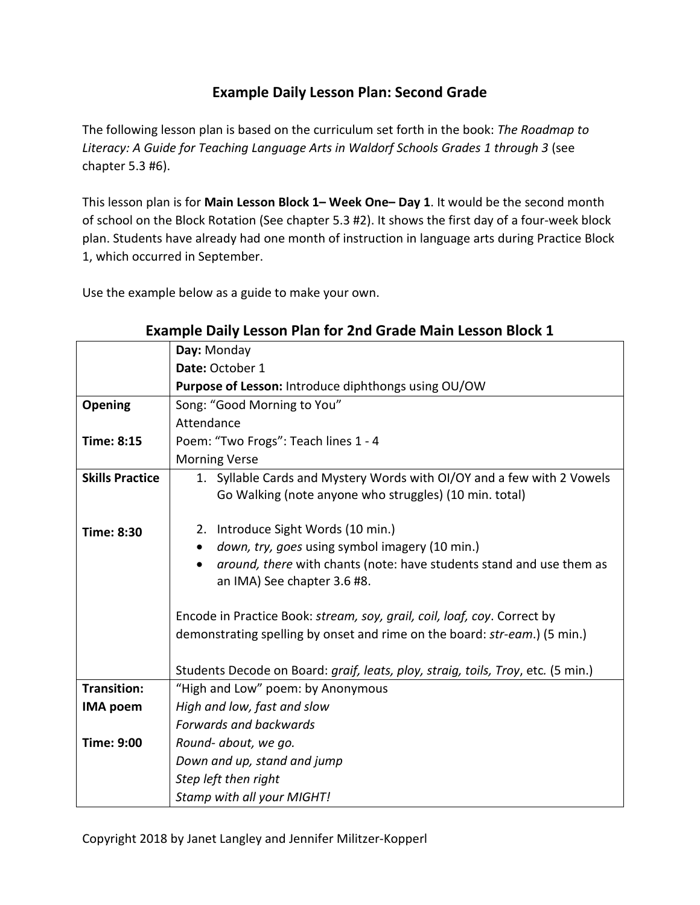# Example Daily Lesson Plan: Second Grade

The following lesson plan is based on the curriculum set forth in the book: *The Roadmap to Literacy: A Guide for Teaching Language Arts in Waldorf Schools Grades 1 through 3* (see chapter 5.3 #6).

This lesson plan is for **Main Lesson Block 1– Week One– Day 1**. It would be the second month of school on the Block Rotation (See chapter 5.3 #2). It shows the first day of a four-week block plan. Students have already had one month of instruction in language arts during Practice Block 1, which occurred in September.

Use the example below as a guide to make your own.

## Example Daily Lesson Plan for 2nd Grade Main Lesson Block 1

| | **Day:** Monday<br>**Date:** October 1<br>**Purpose of Lesson:** Introduce diphthongs using OU/OW |
|---|---|
| **Opening**<br><br>**Time: 8:15** | Song: "Good Morning to You"<br>Attendance<br>Poem: "Two Frogs": Teach lines 1 - 4<br>Morning Verse |
| **Skills Practice**<br><br>**Time: 8:30** | 1. Syllable Cards and Mystery Words with OI/OY and a few with 2 Vowels Go Walking (note anyone who struggles) (10 min. total)<br><br>2. Introduce Sight Words (10 min.)<br>• *down, try, goes* using symbol imagery (10 min.)<br>• *around, there* with chants (note: have students stand and use them as an IMA) See chapter 3.6 #8.<br><br>Encode in Practice Book: *stream, soy, grail, coil, loaf, coy*. Correct by demonstrating spelling by onset and rime on the board: *str-eam*.) (5 min.)<br><br>Students Decode on Board: *graif, leats, ploy, straig, toils, Troy*, etc. (5 min.) |
| **Transition:**<br>**IMA poem**<br><br>**Time: 9:00** | "High and Low" poem: by Anonymous<br>*High and low, fast and slow*<br>*Forwards and backwards*<br>*Round- about, we go.*<br>*Down and up, stand and jump*<br>*Step left then right*<br>*Stamp with all your MIGHT!* |

Copyright 2018 by Janet Langley and Jennifer Militzer-Kopperl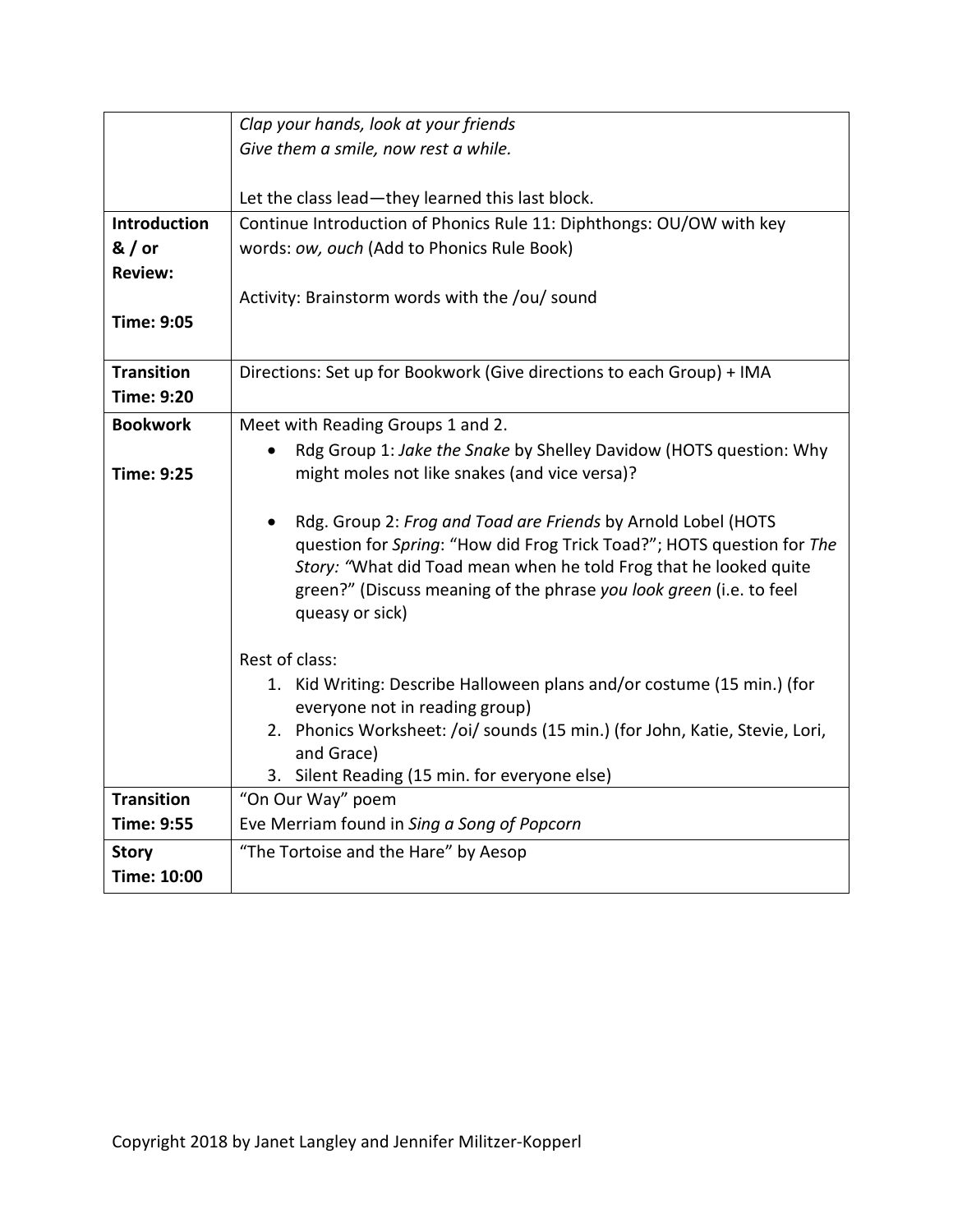| | |
|---|---|
| | *Clap your hands, look at your friends*<br>*Give them a smile, now rest a while.*<br><br>Let the class lead—they learned this last block. |
| **Introduction & / or Review:**<br><br>**Time: 9:05** | Continue Introduction of Phonics Rule 11: Diphthongs: OU/OW with key words: *ow, ouch* (Add to Phonics Rule Book)<br><br>Activity: Brainstorm words with the /ou/ sound |
| **Transition Time: 9:20** | Directions: Set up for Bookwork (Give directions to each Group) + IMA |
| **Bookwork**<br><br>**Time: 9:25** | Meet with Reading Groups 1 and 2.<br>• Rdg Group 1: *Jake the Snake* by Shelley Davidow (HOTS question: Why might moles not like snakes (and vice versa)?<br><br>• Rdg. Group 2: *Frog and Toad are Friends* by Arnold Lobel (HOTS question for *Spring*: "How did Frog Trick Toad?"; HOTS question for *The Story: "*What did Toad mean when he told Frog that he looked quite green?" (Discuss meaning of the phrase *you look green* (i.e. to feel queasy or sick)<br><br>Rest of class:<br>1. Kid Writing: Describe Halloween plans and/or costume (15 min.) (for everyone not in reading group)<br>2. Phonics Worksheet: /oi/ sounds (15 min.) (for John, Katie, Stevie, Lori, and Grace)<br>3. Silent Reading (15 min. for everyone else) |
| **Transition Time: 9:55** | "On Our Way" poem<br>Eve Merriam found in *Sing a Song of Popcorn* |
| **Story Time: 10:00** | "The Tortoise and the Hare" by Aesop |

Copyright 2018 by Janet Langley and Jennifer Militzer-Kopperl